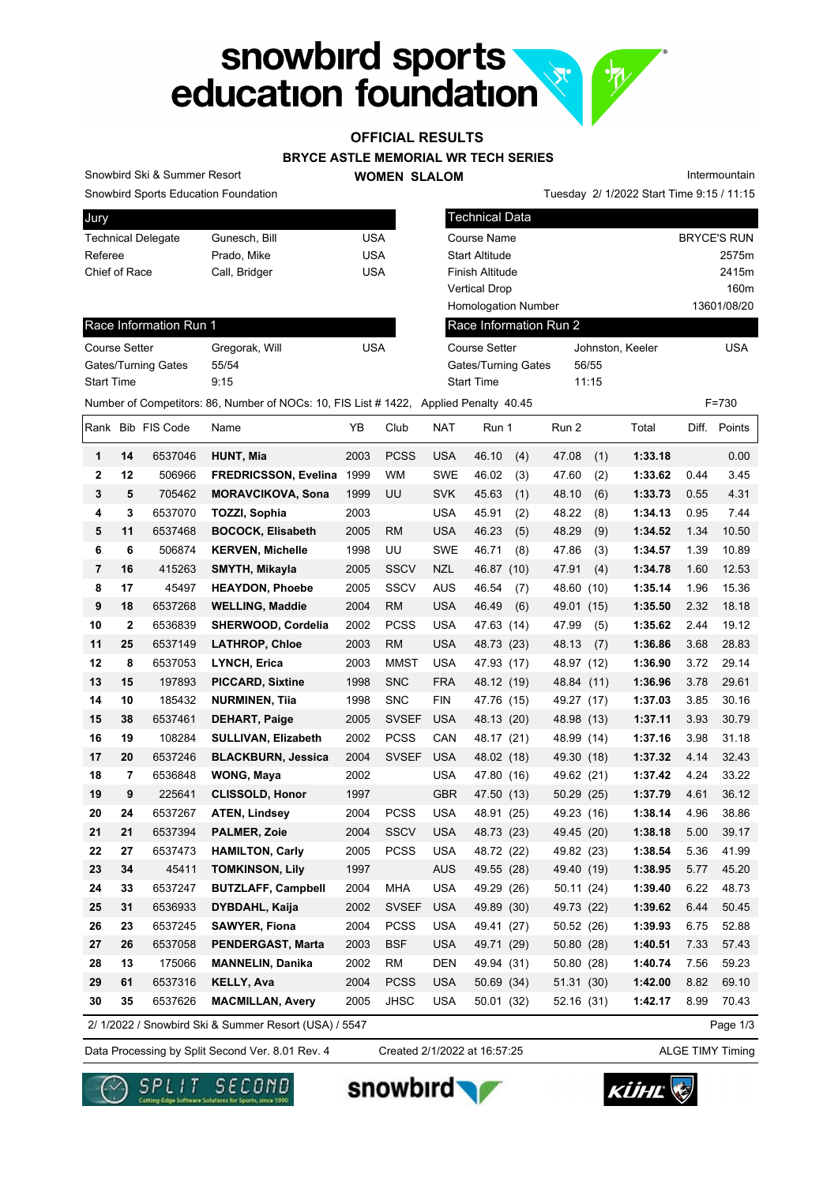# snowbird sports education foundation

## OFFICIAL RESULTS

### BRYCE ASTLE MEMORIAL WR TECH SERIES

### WOMEN SLALOM

Snowbird Ski & Summer Resort

Snowbird Sports Education Foundation

Intermountain

Tuesday 2/ 1/2022 Start Time 9:15 / 11:15

| Jury | | |
|---|---|---|
| Technical Delegate | Gunesch, Bill | USA |
| Referee | Prado, Mike | USA |
| Chief of Race | Call, Bridger | USA |

| Technical Data | |
|---|---|
| Course Name | BRYCE'S RUN |
| Start Altitude | 2575m |
| Finish Altitude | 2415m |
| Vertical Drop | 160m |
| Homologation Number | 13601/08/20 |

| Race Information Run 1 | | |
|---|---|---|
| Course Setter | Gregorak, Will | USA |
| Gates/Turning Gates | 55/54 | |
| Start Time | 9:15 | |

| Race Information Run 2 | | |
|---|---|---|
| Course Setter | Johnston, Keeler | USA |
| Gates/Turning Gates | 56/55 | |
| Start Time | 11:15 | |

Number of Competitors: 86, Number of NOCs: 10, FIS List # 1422, Applied Penalty 40.45 F=730

| Rank | Bib | FIS Code | Name | YB | Club | NAT | Run 1 | Run 2 | Total | Diff. | Points |
|---|---|---|---|---|---|---|---|---|---|---|---|
| 1 | 14 | 6537046 | HUNT, Mia | 2003 | PCSS | USA | 46.10 (4) | 47.08 (1) | 1:33.18 | | 0.00 |
| 2 | 12 | 506966 | FREDRICSSON, Evelina | 1999 | WM | SWE | 46.02 (3) | 47.60 (2) | 1:33.62 | 0.44 | 3.45 |
| 3 | 5 | 705462 | MORAVCIKOVA, Sona | 1999 | UU | SVK | 45.63 (1) | 48.10 (6) | 1:33.73 | 0.55 | 4.31 |
| 4 | 3 | 6537070 | TOZZI, Sophia | 2003 | | USA | 45.91 (2) | 48.22 (8) | 1:34.13 | 0.95 | 7.44 |
| 5 | 11 | 6537468 | BOCOCK, Elisabeth | 2005 | RM | USA | 46.23 (5) | 48.29 (9) | 1:34.52 | 1.34 | 10.50 |
| 6 | 6 | 506874 | KERVEN, Michelle | 1998 | UU | SWE | 46.71 (8) | 47.86 (3) | 1:34.57 | 1.39 | 10.89 |
| 7 | 16 | 415263 | SMYTH, Mikayla | 2005 | SSCV | NZL | 46.87 (10) | 47.91 (4) | 1:34.78 | 1.60 | 12.53 |
| 8 | 17 | 45497 | HEAYDON, Phoebe | 2005 | SSCV | AUS | 46.54 (7) | 48.60 (10) | 1:35.14 | 1.96 | 15.36 |
| 9 | 18 | 6537268 | WELLING, Maddie | 2004 | RM | USA | 46.49 (6) | 49.01 (15) | 1:35.50 | 2.32 | 18.18 |
| 10 | 2 | 6536839 | SHERWOOD, Cordelia | 2002 | PCSS | USA | 47.63 (14) | 47.99 (5) | 1:35.62 | 2.44 | 19.12 |
| 11 | 25 | 6537149 | LATHROP, Chloe | 2003 | RM | USA | 48.73 (23) | 48.13 (7) | 1:36.86 | 3.68 | 28.83 |
| 12 | 8 | 6537053 | LYNCH, Erica | 2003 | MMST | USA | 47.93 (17) | 48.97 (12) | 1:36.90 | 3.72 | 29.14 |
| 13 | 15 | 197893 | PICCARD, Sixtine | 1998 | SNC | FRA | 48.12 (19) | 48.84 (11) | 1:36.96 | 3.78 | 29.61 |
| 14 | 10 | 185432 | NURMINEN, Tiia | 1998 | SNC | FIN | 47.76 (15) | 49.27 (17) | 1:37.03 | 3.85 | 30.16 |
| 15 | 38 | 6537461 | DEHART, Paige | 2005 | SVSEF | USA | 48.13 (20) | 48.98 (13) | 1:37.11 | 3.93 | 30.79 |
| 16 | 19 | 108284 | SULLIVAN, Elizabeth | 2002 | PCSS | CAN | 48.17 (21) | 48.99 (14) | 1:37.16 | 3.98 | 31.18 |
| 17 | 20 | 6537246 | BLACKBURN, Jessica | 2004 | SVSEF | USA | 48.02 (18) | 49.30 (18) | 1:37.32 | 4.14 | 32.43 |
| 18 | 7 | 6536848 | WONG, Maya | 2002 | | USA | 47.80 (16) | 49.62 (21) | 1:37.42 | 4.24 | 33.22 |
| 19 | 9 | 225641 | CLISSOLD, Honor | 1997 | | GBR | 47.50 (13) | 50.29 (25) | 1:37.79 | 4.61 | 36.12 |
| 20 | 24 | 6537267 | ATEN, Lindsey | 2004 | PCSS | USA | 48.91 (25) | 49.23 (16) | 1:38.14 | 4.96 | 38.86 |
| 21 | 21 | 6537394 | PALMER, Zoie | 2004 | SSCV | USA | 48.73 (23) | 49.45 (20) | 1:38.18 | 5.00 | 39.17 |
| 22 | 27 | 6537473 | HAMILTON, Carly | 2005 | PCSS | USA | 48.72 (22) | 49.82 (23) | 1:38.54 | 5.36 | 41.99 |
| 23 | 34 | 45411 | TOMKINSON, Lily | 1997 | | AUS | 49.55 (28) | 49.40 (19) | 1:38.95 | 5.77 | 45.20 |
| 24 | 33 | 6537247 | BUTZLAFF, Campbell | 2004 | MHA | USA | 49.29 (26) | 50.11 (24) | 1:39.40 | 6.22 | 48.73 |
| 25 | 31 | 6536933 | DYBDAHL, Kaija | 2002 | SVSEF | USA | 49.89 (30) | 49.73 (22) | 1:39.62 | 6.44 | 50.45 |
| 26 | 23 | 6537245 | SAWYER, Fiona | 2004 | PCSS | USA | 49.41 (27) | 50.52 (26) | 1:39.93 | 6.75 | 52.88 |
| 27 | 26 | 6537058 | PENDERGAST, Marta | 2003 | BSF | USA | 49.71 (29) | 50.80 (28) | 1:40.51 | 7.33 | 57.43 |
| 28 | 13 | 175066 | MANNELIN, Danika | 2002 | RM | DEN | 49.94 (31) | 50.80 (28) | 1:40.74 | 7.56 | 59.23 |
| 29 | 61 | 6537316 | KELLY, Ava | 2004 | PCSS | USA | 50.69 (34) | 51.31 (30) | 1:42.00 | 8.82 | 69.10 |
| 30 | 35 | 6537626 | MACMILLAN, Avery | 2005 | JHSC | USA | 50.01 (32) | 52.16 (31) | 1:42.17 | 8.99 | 70.43 |

2/ 1/2022 / Snowbird Ski & Summer Resort (USA) / 5547

Data Processing by Split Second Ver. 8.01 Rev. 4 Created 2/1/2022 at 16:57:25 ALGE TIMY Timing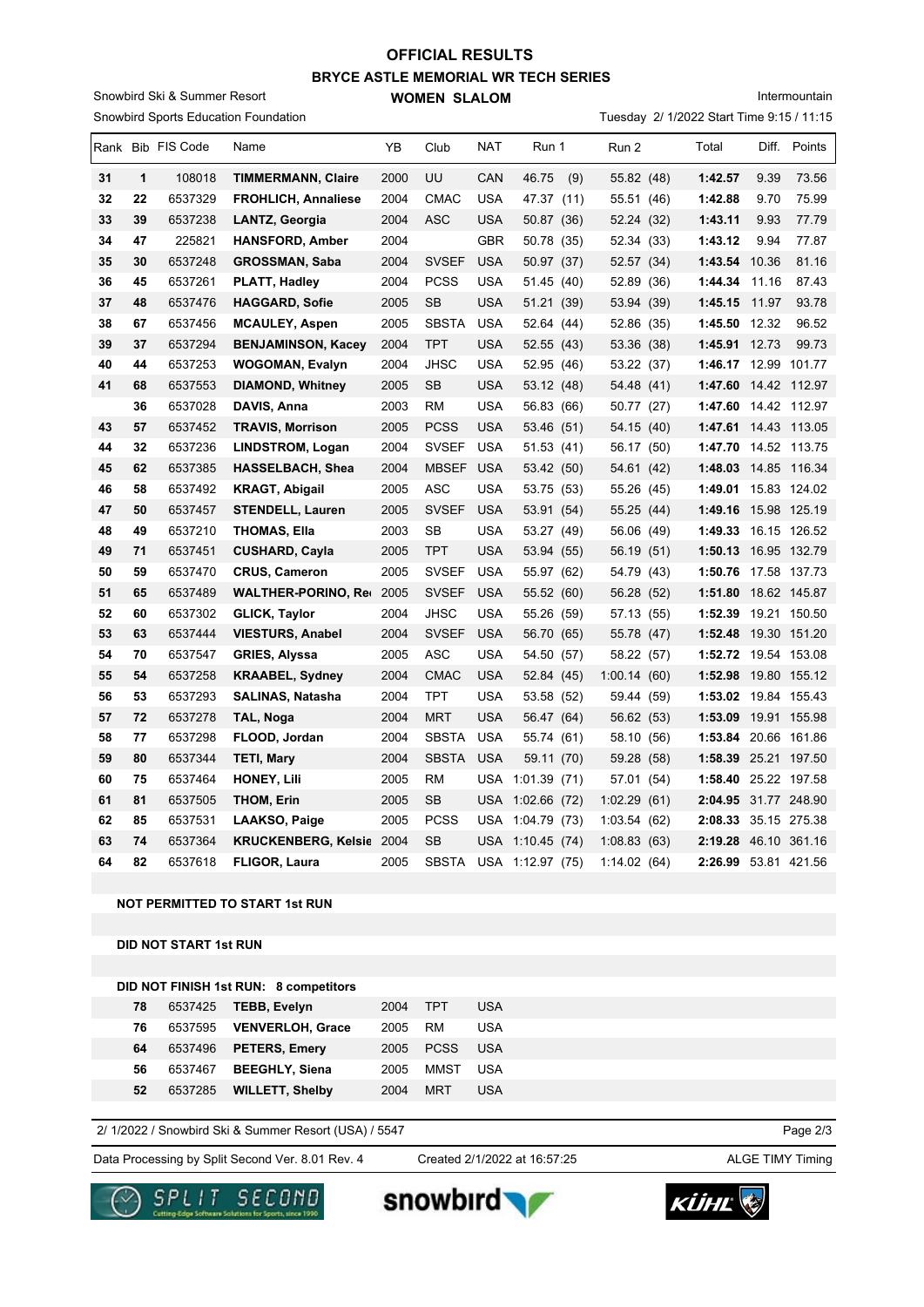# OFFICIAL RESULTS

## BRYCE ASTLE MEMORIAL WR TECH SERIES

### WOMEN SLALOM

Snowbird Ski & Summer Resort

Snowbird Sports Education Foundation

Intermountain

Tuesday 2/ 1/2022 Start Time 9:15 / 11:15

| Rank | Bib | FIS Code | Name | YB | Club | NAT | Run 1 | Run 2 | Total | Diff. | Points |
|---|---|---|---|---|---|---|---|---|---|---|---|
| 31 | 1 | 108018 | **TIMMERMANN, Claire** | 2000 | UU | CAN | 46.75 (9) | 55.82 (48) | **1:42.57** | 9.39 | 73.56 |
| 32 | 22 | 6537329 | **FROHLICH, Annaliese** | 2004 | CMAC | USA | 47.37 (11) | 55.51 (46) | **1:42.88** | 9.70 | 75.99 |
| 33 | 39 | 6537238 | **LANTZ, Georgia** | 2004 | ASC | USA | 50.87 (36) | 52.24 (32) | **1:43.11** | 9.93 | 77.79 |
| 34 | 47 | 225821 | **HANSFORD, Amber** | 2004 | | GBR | 50.78 (35) | 52.34 (33) | **1:43.12** | 9.94 | 77.87 |
| 35 | 30 | 6537248 | **GROSSMAN, Saba** | 2004 | SVSEF | USA | 50.97 (37) | 52.57 (34) | **1:43.54** | 10.36 | 81.16 |
| 36 | 45 | 6537261 | **PLATT, Hadley** | 2004 | PCSS | USA | 51.45 (40) | 52.89 (36) | **1:44.34** | 11.16 | 87.43 |
| 37 | 48 | 6537476 | **HAGGARD, Sofie** | 2005 | SB | USA | 51.21 (39) | 53.94 (39) | **1:45.15** | 11.97 | 93.78 |
| 38 | 67 | 6537456 | **MCAULEY, Aspen** | 2005 | SBSTA | USA | 52.64 (44) | 52.86 (35) | **1:45.50** | 12.32 | 96.52 |
| 39 | 37 | 6537294 | **BENJAMINSON, Kacey** | 2004 | TPT | USA | 52.55 (43) | 53.36 (38) | **1:45.91** | 12.73 | 99.73 |
| 40 | 44 | 6537253 | **WOGOMAN, Evalyn** | 2004 | JHSC | USA | 52.95 (46) | 53.22 (37) | **1:46.17** | 12.99 | 101.77 |
| 41 | 68 | 6537553 | **DIAMOND, Whitney** | 2005 | SB | USA | 53.12 (48) | 54.48 (41) | **1:47.60** | 14.42 | 112.97 |
| | 36 | 6537028 | **DAVIS, Anna** | 2003 | RM | USA | 56.83 (66) | 50.77 (27) | **1:47.60** | 14.42 | 112.97 |
| 43 | 57 | 6537452 | **TRAVIS, Morrison** | 2005 | PCSS | USA | 53.46 (51) | 54.15 (40) | **1:47.61** | 14.43 | 113.05 |
| 44 | 32 | 6537236 | **LINDSTROM, Logan** | 2004 | SVSEF | USA | 51.53 (41) | 56.17 (50) | **1:47.70** | 14.52 | 113.75 |
| 45 | 62 | 6537385 | **HASSELBACH, Shea** | 2004 | MBSEF | USA | 53.42 (50) | 54.61 (42) | **1:48.03** | 14.85 | 116.34 |
| 46 | 58 | 6537492 | **KRAGT, Abigail** | 2005 | ASC | USA | 53.75 (53) | 55.26 (45) | **1:49.01** | 15.83 | 124.02 |
| 47 | 50 | 6537457 | **STENDELL, Lauren** | 2005 | SVSEF | USA | 53.91 (54) | 55.25 (44) | **1:49.16** | 15.98 | 125.19 |
| 48 | 49 | 6537210 | **THOMAS, Ella** | 2003 | SB | USA | 53.27 (49) | 56.06 (49) | **1:49.33** | 16.15 | 126.52 |
| 49 | 71 | 6537451 | **CUSHARD, Cayla** | 2005 | TPT | USA | 53.94 (55) | 56.19 (51) | **1:50.13** | 16.95 | 132.79 |
| 50 | 59 | 6537470 | **CRUS, Cameron** | 2005 | SVSEF | USA | 55.97 (62) | 54.79 (43) | **1:50.76** | 17.58 | 137.73 |
| 51 | 65 | 6537489 | **WALTHER-PORINO, Re** | 2005 | SVSEF | USA | 55.52 (60) | 56.28 (52) | **1:51.80** | 18.62 | 145.87 |
| 52 | 60 | 6537302 | **GLICK, Taylor** | 2004 | JHSC | USA | 55.26 (59) | 57.13 (55) | **1:52.39** | 19.21 | 150.50 |
| 53 | 63 | 6537444 | **VIESTURS, Anabel** | 2004 | SVSEF | USA | 56.70 (65) | 55.78 (47) | **1:52.48** | 19.30 | 151.20 |
| 54 | 70 | 6537547 | **GRIES, Alyssa** | 2005 | ASC | USA | 54.50 (57) | 58.22 (57) | **1:52.72** | 19.54 | 153.08 |
| 55 | 54 | 6537258 | **KRAABEL, Sydney** | 2004 | CMAC | USA | 52.84 (45) | 1:00.14 (60) | **1:52.98** | 19.80 | 155.12 |
| 56 | 53 | 6537293 | **SALINAS, Natasha** | 2004 | TPT | USA | 53.58 (52) | 59.44 (59) | **1:53.02** | 19.84 | 155.43 |
| 57 | 72 | 6537278 | **TAL, Noga** | 2004 | MRT | USA | 56.47 (64) | 56.62 (53) | **1:53.09** | 19.91 | 155.98 |
| 58 | 77 | 6537298 | **FLOOD, Jordan** | 2004 | SBSTA | USA | 55.74 (61) | 58.10 (56) | **1:53.84** | 20.66 | 161.86 |
| 59 | 80 | 6537344 | **TETI, Mary** | 2004 | SBSTA | USA | 59.11 (70) | 59.28 (58) | **1:58.39** | 25.21 | 197.50 |
| 60 | 75 | 6537464 | **HONEY, Lili** | 2005 | RM | USA | 1:01.39 (71) | 57.01 (54) | **1:58.40** | 25.22 | 197.58 |
| 61 | 81 | 6537505 | **THOM, Erin** | 2005 | SB | USA | 1:02.66 (72) | 1:02.29 (61) | **2:04.95** | 31.77 | 248.90 |
| 62 | 85 | 6537531 | **LAAKSO, Paige** | 2005 | PCSS | USA | 1:04.79 (73) | 1:03.54 (62) | **2:08.33** | 35.15 | 275.38 |
| 63 | 74 | 6537364 | **KRUCKENBERG, Kelsie** | 2004 | SB | USA | 1:10.45 (74) | 1:08.83 (63) | **2:19.28** | 46.10 | 361.16 |
| 64 | 82 | 6537618 | **FLIGOR, Laura** | 2005 | SBSTA | USA | 1:12.97 (75) | 1:14.02 (64) | **2:26.99** | 53.81 | 421.56 |

**NOT PERMITTED TO START 1st RUN**

**DID NOT START 1st RUN**

**DID NOT FINISH 1st RUN: 8 competitors**

| Bib | FIS Code | Name | YB | Club | NAT |
|---|---|---|---|---|---|
| 78 | 6537425 | **TEBB, Evelyn** | 2004 | TPT | USA |
| 76 | 6537595 | **VENVERLOH, Grace** | 2005 | RM | USA |
| 64 | 6537496 | **PETERS, Emery** | 2005 | PCSS | USA |
| 56 | 6537467 | **BEEGHLY, Siena** | 2005 | MMST | USA |
| 52 | 6537285 | **WILLETT, Shelby** | 2004 | MRT | USA |

2/ 1/2022 / Snowbird Ski & Summer Resort (USA) / 5547

Data Processing by Split Second Ver. 8.01 Rev. 4 — Created 2/1/2022 at 16:57:25 — ALGE TIMY Timing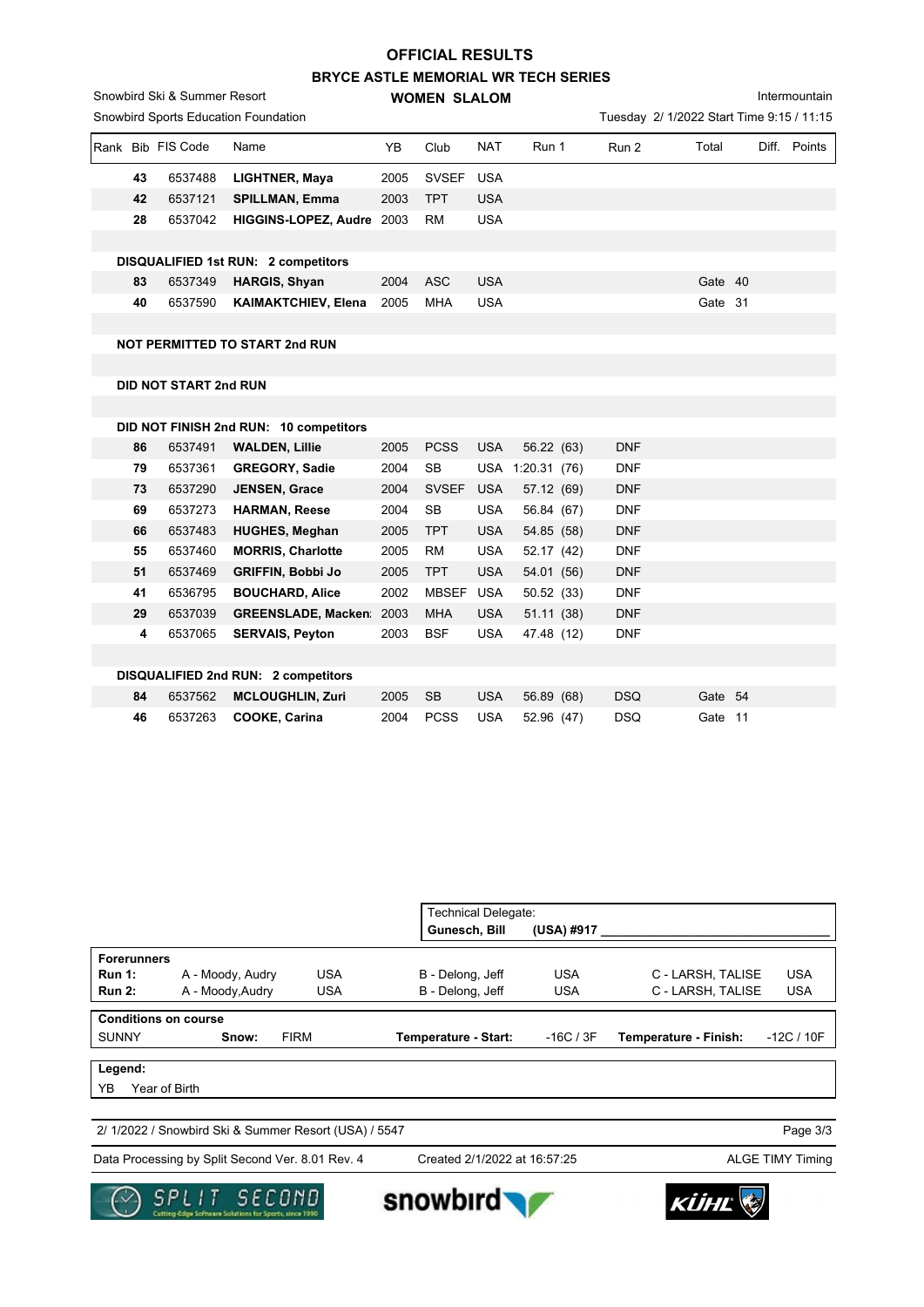# OFFICIAL RESULTS

## BRYCE ASTLE MEMORIAL WR TECH SERIES

Snowbird Ski & Summer Resort

**WOMEN SLALOM**

Intermountain

Snowbird Sports Education Foundation

Tuesday 2/ 1/2022 Start Time 9:15 / 11:15

| Rank | Bib | FIS Code | Name | YB | Club | NAT | Run 1 | Run 2 | Total | Diff. | Points |
|---|---|---|---|---|---|---|---|---|---|---|---|
| | 43 | 6537488 | **LIGHTNER, Maya** | 2005 | SVSEF | USA | | | | | |
| | 42 | 6537121 | **SPILLMAN, Emma** | 2003 | TPT | USA | | | | | |
| | 28 | 6537042 | **HIGGINS-LOPEZ, Audre** | 2003 | RM | USA | | | | | |
| | | | | | | | | | | | |
| **DISQUALIFIED 1st RUN: 2 competitors** | | | | | | | | | | | |
| | 83 | 6537349 | **HARGIS, Shyan** | 2004 | ASC | USA | | | Gate 40 | | |
| | 40 | 6537590 | **KAIMAKTCHIEV, Elena** | 2005 | MHA | USA | | | Gate 31 | | |
| | | | | | | | | | | | |
| **NOT PERMITTED TO START 2nd RUN** | | | | | | | | | | | |
| | | | | | | | | | | | |
| **DID NOT START 2nd RUN** | | | | | | | | | | | |
| | | | | | | | | | | | |
| **DID NOT FINISH 2nd RUN: 10 competitors** | | | | | | | | | | | |
| | 86 | 6537491 | **WALDEN, Lillie** | 2005 | PCSS | USA | 56.22 (63) | DNF | | | |
| | 79 | 6537361 | **GREGORY, Sadie** | 2004 | SB | USA | 1:20.31 (76) | DNF | | | |
| | 73 | 6537290 | **JENSEN, Grace** | 2004 | SVSEF | USA | 57.12 (69) | DNF | | | |
| | 69 | 6537273 | **HARMAN, Reese** | 2004 | SB | USA | 56.84 (67) | DNF | | | |
| | 66 | 6537483 | **HUGHES, Meghan** | 2005 | TPT | USA | 54.85 (58) | DNF | | | |
| | 55 | 6537460 | **MORRIS, Charlotte** | 2005 | RM | USA | 52.17 (42) | DNF | | | |
| | 51 | 6537469 | **GRIFFIN, Bobbi Jo** | 2005 | TPT | USA | 54.01 (56) | DNF | | | |
| | 41 | 6536795 | **BOUCHARD, Alice** | 2002 | MBSEF | USA | 50.52 (33) | DNF | | | |
| | 29 | 6537039 | **GREENSLADE, Macken** | 2003 | MHA | USA | 51.11 (38) | DNF | | | |
| | 4 | 6537065 | **SERVAIS, Peyton** | 2003 | BSF | USA | 47.48 (12) | DNF | | | |
| | | | | | | | | | | | |
| **DISQUALIFIED 2nd RUN: 2 competitors** | | | | | | | | | | | |
| | 84 | 6537562 | **MCLOUGHLIN, Zuri** | 2005 | SB | USA | 56.89 (68) | DSQ | Gate 54 | | |
| | 46 | 6537263 | **COOKE, Carina** | 2004 | PCSS | USA | 52.96 (47) | DSQ | Gate 11 | | |

Technical Delegate: **Gunesch, Bill (USA) #917**

| **Forerunners** | | | | | | |
|---|---|---|---|---|---|---|
| **Run 1:** | A - Moody, Audry | USA | B - Delong, Jeff | USA | C - LARSH, TALISE | USA |
| **Run 2:** | A - Moody,Audry | USA | B - Delong, Jeff | USA | C - LARSH, TALISE | USA |

**Conditions on course**

SUNNY | **Snow:** FIRM | **Temperature - Start:** -16C / 3F | **Temperature - Finish:** -12C / 10F

**Legend:**

YB Year of Birth

2/ 1/2022 / Snowbird Ski & Summer Resort (USA) / 5547

Data Processing by Split Second Ver. 8.01 Rev. 4 — Created 2/1/2022 at 16:57:25 — ALGE TIMY Timing